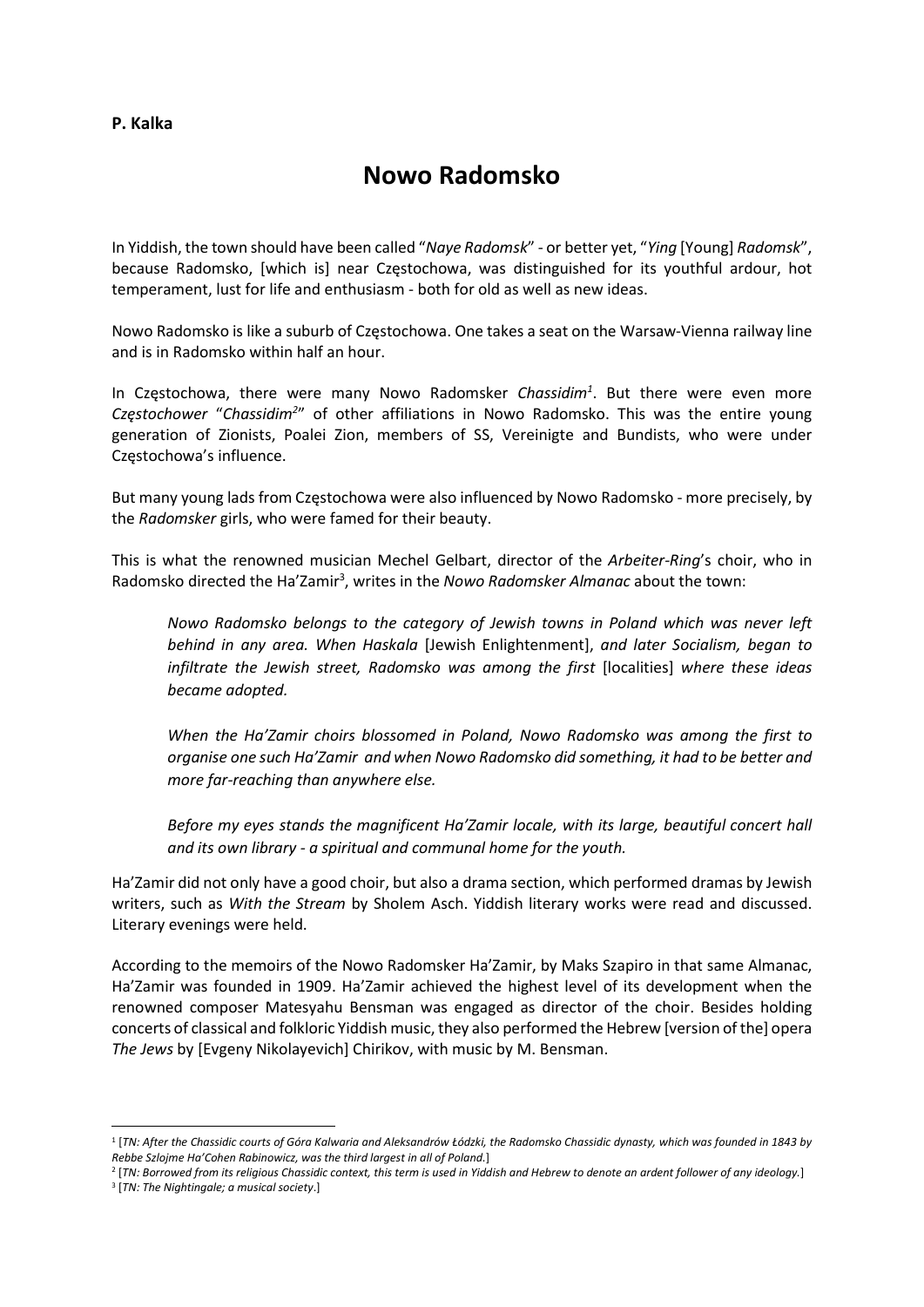**P. Kalka**

# Nowo Radomsko

In Yiddish, the town should have been called "*Naye Radomsk*" - or better yet, "*Ying* [Young] *Radomsk*", because Radomsko, [which is] near Częstochowa, was distinguished for its youthful ardour, hot temperament, lust for life and enthusiasm - both for old as well as new ideas.

Nowo Radomsko is like a suburb of Częstochowa. One takes a seat on the Warsaw-Vienna railway line and is in Radomsko within half an hour.

In Częstochowa, there were many Nowo Radomsker *Chassidim*[1]. But there were even more *Częstochower* "*Chassidim*[2]" of other affiliations in Nowo Radomsko. This was the entire young generation of Zionists, Poalei Zion, members of SS, Vereinigte and Bundists, who were under Częstochowa's influence.

But many young lads from Częstochowa were also influenced by Nowo Radomsko - more precisely, by the *Radomsker* girls, who were famed for their beauty.

This is what the renowned musician Mechel Gelbart, director of the *Arbeiter-Ring*'s choir, who in Radomsko directed the Ha'Zamir[3], writes in the *Nowo Radomsker Almanac* about the town:

> *Nowo Radomsko belongs to the category of Jewish towns in Poland which was never left behind in any area. When Haskala* [Jewish Enlightenment], *and later Socialism, began to infiltrate the Jewish street, Radomsko was among the first* [localities] *where these ideas became adopted.*
>
> *When the Ha'Zamir choirs blossomed in Poland, Nowo Radomsko was among the first to organise one such Ha'Zamir and when Nowo Radomsko did something, it had to be better and more far-reaching than anywhere else.*
>
> *Before my eyes stands the magnificent Ha'Zamir locale, with its large, beautiful concert hall and its own library - a spiritual and communal home for the youth.*

Ha'Zamir did not only have a good choir, but also a drama section, which performed dramas by Jewish writers, such as *With the Stream* by Sholem Asch. Yiddish literary works were read and discussed. Literary evenings were held.

According to the memoirs of the Nowo Radomsker Ha'Zamir, by Maks Szapiro in that same Almanac, Ha'Zamir was founded in 1909. Ha'Zamir achieved the highest level of its development when the renowned composer Matesyahu Bensman was engaged as director of the choir. Besides holding concerts of classical and folkloric Yiddish music, they also performed the Hebrew [version of the] opera *The Jews* by [Evgeny Nikolayevich] Chirikov, with music by M. Bensman.

---

[1] [*TN: After the Chassidic courts of Góra Kalwaria and Aleksandrów Łódzki, the Radomsko Chassidic dynasty, which was founded in 1843 by Rebbe Szlojme Ha'Cohen Rabinowicz, was the third largest in all of Poland.*]

[2] [*TN: Borrowed from its religious Chassidic context, this term is used in Yiddish and Hebrew to denote an ardent follower of any ideology.*]

[3] [*TN: The Nightingale; a musical society*.]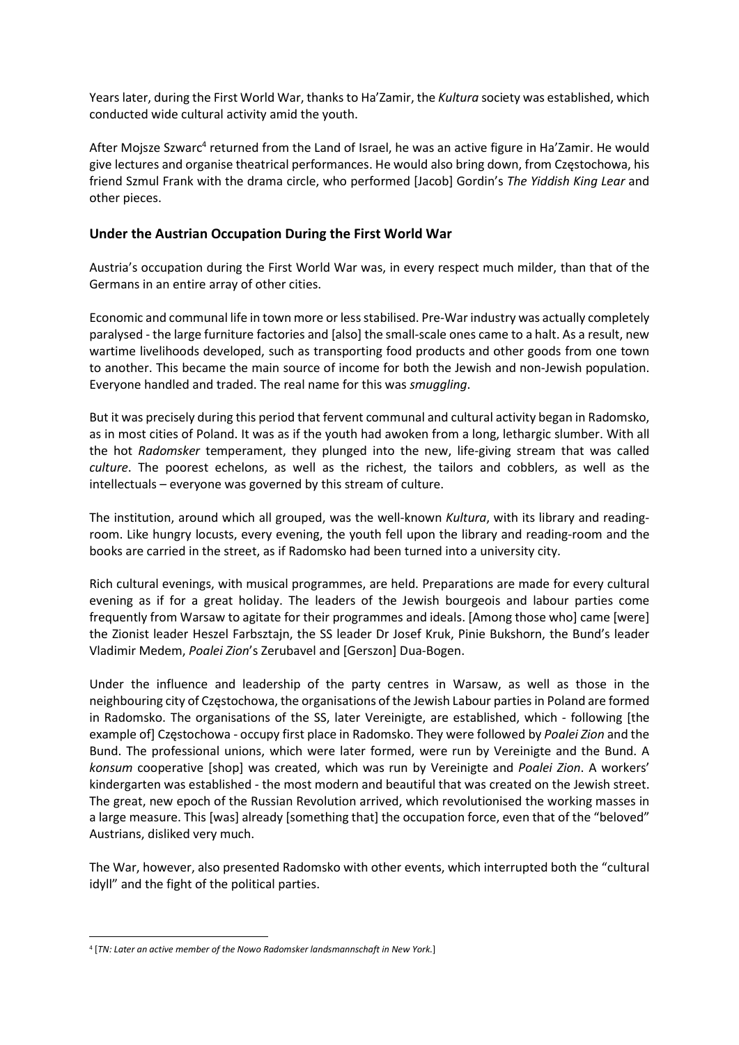Years later, during the First World War, thanks to Ha'Zamir, the *Kultura* society was established, which conducted wide cultural activity amid the youth.

After Mojsze Szwarc[4] returned from the Land of Israel, he was an active figure in Ha'Zamir. He would give lectures and organise theatrical performances. He would also bring down, from Częstochowa, his friend Szmul Frank with the drama circle, who performed [Jacob] Gordin's *The Yiddish King Lear* and other pieces.

## Under the Austrian Occupation During the First World War

Austria's occupation during the First World War was, in every respect much milder, than that of the Germans in an entire array of other cities.

Economic and communal life in town more or less stabilised. Pre-War industry was actually completely paralysed - the large furniture factories and [also] the small-scale ones came to a halt. As a result, new wartime livelihoods developed, such as transporting food products and other goods from one town to another. This became the main source of income for both the Jewish and non-Jewish population. Everyone handled and traded. The real name for this was *smuggling*.

But it was precisely during this period that fervent communal and cultural activity began in Radomsko, as in most cities of Poland. It was as if the youth had awoken from a long, lethargic slumber. With all the hot *Radomsker* temperament, they plunged into the new, life-giving stream that was called *culture*. The poorest echelons, as well as the richest, the tailors and cobblers, as well as the intellectuals – everyone was governed by this stream of culture.

The institution, around which all grouped, was the well-known *Kultura*, with its library and reading-room. Like hungry locusts, every evening, the youth fell upon the library and reading-room and the books are carried in the street, as if Radomsko had been turned into a university city.

Rich cultural evenings, with musical programmes, are held. Preparations are made for every cultural evening as if for a great holiday. The leaders of the Jewish bourgeois and labour parties come frequently from Warsaw to agitate for their programmes and ideals. [Among those who] came [were] the Zionist leader Heszel Farbsztajn, the SS leader Dr Josef Kruk, Pinie Bukshorn, the Bund's leader Vladimir Medem, *Poalei Zion*'s Zerubavel and [Gerszon] Dua-Bogen.

Under the influence and leadership of the party centres in Warsaw, as well as those in the neighbouring city of Częstochowa, the organisations of the Jewish Labour parties in Poland are formed in Radomsko. The organisations of the SS, later Vereinigte, are established, which - following [the example of] Częstochowa - occupy first place in Radomsko. They were followed by *Poalei Zion* and the Bund. The professional unions, which were later formed, were run by Vereinigte and the Bund. A *konsum* cooperative [shop] was created, which was run by Vereinigte and *Poalei Zion*. A workers' kindergarten was established - the most modern and beautiful that was created on the Jewish street. The great, new epoch of the Russian Revolution arrived, which revolutionised the working masses in a large measure. This [was] already [something that] the occupation force, even that of the "beloved" Austrians, disliked very much.

The War, however, also presented Radomsko with other events, which interrupted both the "cultural idyll" and the fight of the political parties.

---

[4] [*TN: Later an active member of the Nowo Radomsker landsmannschaft in New York.*]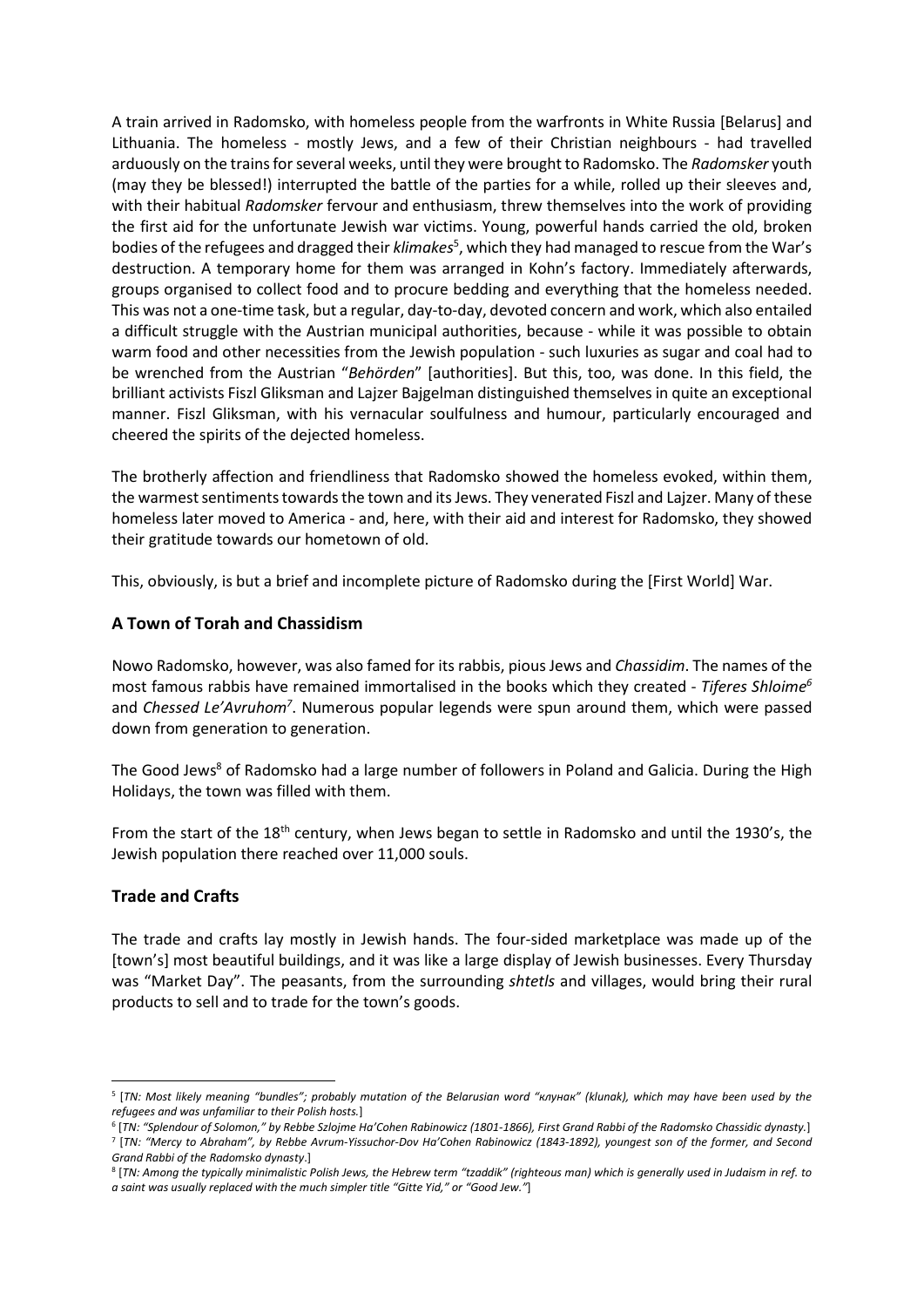A train arrived in Radomsko, with homeless people from the warfronts in White Russia [Belarus] and Lithuania. The homeless - mostly Jews, and a few of their Christian neighbours - had travelled arduously on the trains for several weeks, until they were brought to Radomsko. The *Radomsker* youth (may they be blessed!) interrupted the battle of the parties for a while, rolled up their sleeves and, with their habitual *Radomsker* fervour and enthusiasm, threw themselves into the work of providing the first aid for the unfortunate Jewish war victims. Young, powerful hands carried the old, broken bodies of the refugees and dragged their *klimakes*[5], which they had managed to rescue from the War's destruction. A temporary home for them was arranged in Kohn's factory. Immediately afterwards, groups organised to collect food and to procure bedding and everything that the homeless needed. This was not a one-time task, but a regular, day-to-day, devoted concern and work, which also entailed a difficult struggle with the Austrian municipal authorities, because - while it was possible to obtain warm food and other necessities from the Jewish population - such luxuries as sugar and coal had to be wrenched from the Austrian "*Behörden*" [authorities]. But this, too, was done. In this field, the brilliant activists Fiszl Gliksman and Lajzer Bajgelman distinguished themselves in quite an exceptional manner. Fiszl Gliksman, with his vernacular soulfulness and humour, particularly encouraged and cheered the spirits of the dejected homeless.

The brotherly affection and friendliness that Radomsko showed the homeless evoked, within them, the warmest sentiments towards the town and its Jews. They venerated Fiszl and Lajzer. Many of these homeless later moved to America - and, here, with their aid and interest for Radomsko, they showed their gratitude towards our hometown of old.

This, obviously, is but a brief and incomplete picture of Radomsko during the [First World] War.

## A Town of Torah and Chassidism

Nowo Radomsko, however, was also famed for its rabbis, pious Jews and *Chassidim*. The names of the most famous rabbis have remained immortalised in the books which they created - *Tiferes Shloime*[6] and *Chessed Le'Avruhom*[7]. Numerous popular legends were spun around them, which were passed down from generation to generation.

The Good Jews[8] of Radomsko had a large number of followers in Poland and Galicia. During the High Holidays, the town was filled with them.

From the start of the 18th century, when Jews began to settle in Radomsko and until the 1930's, the Jewish population there reached over 11,000 souls.

## Trade and Crafts

The trade and crafts lay mostly in Jewish hands. The four-sided marketplace was made up of the [town's] most beautiful buildings, and it was like a large display of Jewish businesses. Every Thursday was "Market Day". The peasants, from the surrounding *shtetls* and villages, would bring their rural products to sell and to trade for the town's goods.

---

[5] [*TN: Most likely meaning "bundles"; probably mutation of the Belarusian word "клунак" (klunak), which may have been used by the refugees and was unfamiliar to their Polish hosts.*]

[6] [*TN: "Splendour of Solomon," by Rebbe Szlojme Ha'Cohen Rabinowicz (1801-1866), First Grand Rabbi of the Radomsko Chassidic dynasty.*]

[7] [*TN: "Mercy to Abraham", by Rebbe Avrum-Yissuchor-Dov Ha'Cohen Rabinowicz (1843-1892), youngest son of the former, and Second Grand Rabbi of the Radomsko dynasty.*]

[8] [*TN: Among the typically minimalistic Polish Jews, the Hebrew term "tzaddik" (righteous man) which is generally used in Judaism in ref. to a saint was usually replaced with the much simpler title "Gitte Yid," or "Good Jew."*]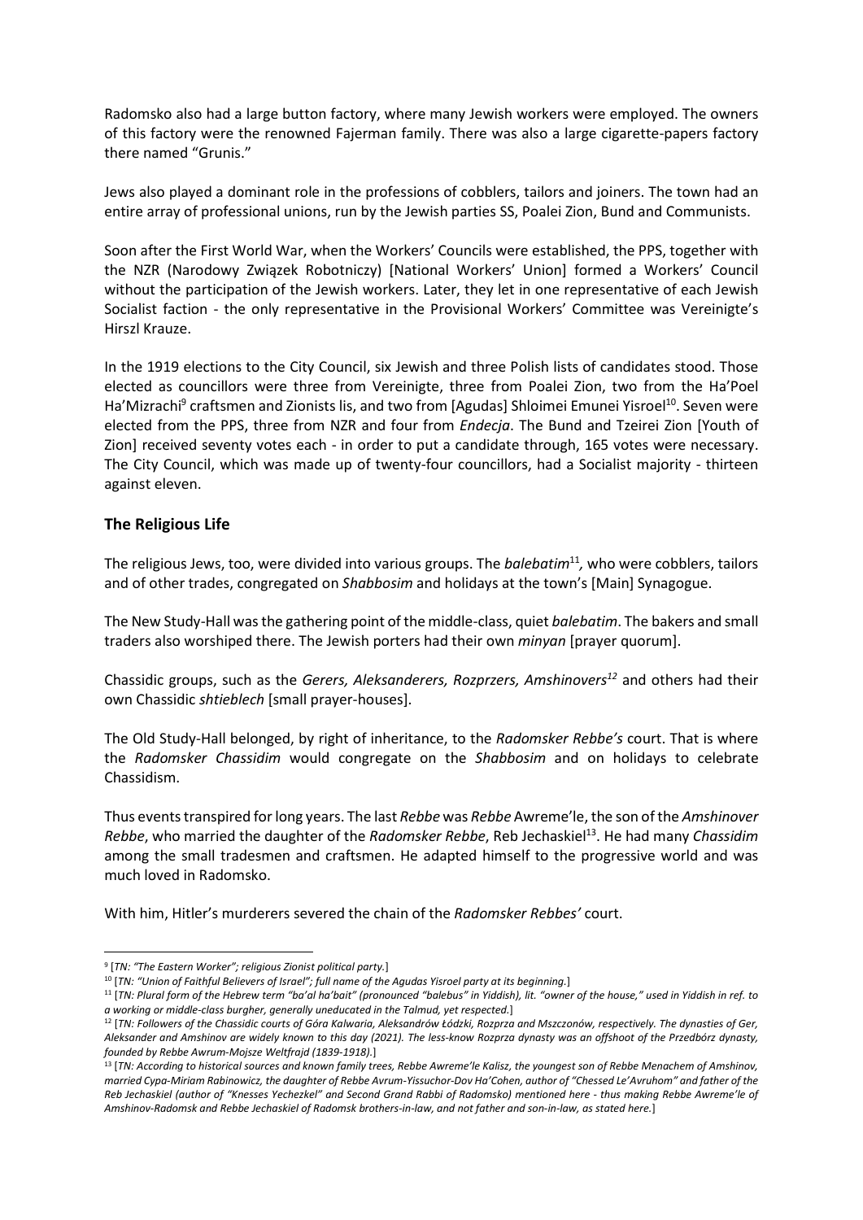Radomsko also had a large button factory, where many Jewish workers were employed. The owners of this factory were the renowned Fajerman family. There was also a large cigarette-papers factory there named "Grunis."

Jews also played a dominant role in the professions of cobblers, tailors and joiners. The town had an entire array of professional unions, run by the Jewish parties SS, Poalei Zion, Bund and Communists.

Soon after the First World War, when the Workers' Councils were established, the PPS, together with the NZR (Narodowy Związek Robotniczy) [National Workers' Union] formed a Workers' Council without the participation of the Jewish workers. Later, they let in one representative of each Jewish Socialist faction - the only representative in the Provisional Workers' Committee was Vereinigte's Hirszl Krauze.

In the 1919 elections to the City Council, six Jewish and three Polish lists of candidates stood. Those elected as councillors were three from Vereinigte, three from Poalei Zion, two from the Ha'Poel Ha'Mizrachi[9] craftsmen and Zionists lis, and two from [Agudas] Shloimei Emunei Yisroel[10]. Seven were elected from the PPS, three from NZR and four from *Endecja*. The Bund and Tzeirei Zion [Youth of Zion] received seventy votes each - in order to put a candidate through, 165 votes were necessary. The City Council, which was made up of twenty-four councillors, had a Socialist majority - thirteen against eleven.

## The Religious Life

The religious Jews, too, were divided into various groups. The *balebatim*[11], who were cobblers, tailors and of other trades, congregated on *Shabbosim* and holidays at the town's [Main] Synagogue.

The New Study-Hall was the gathering point of the middle-class, quiet *balebatim*. The bakers and small traders also worshiped there. The Jewish porters had their own *minyan* [prayer quorum].

Chassidic groups, such as the *Gerers, Aleksanderers, Rozprzers, Amshinovers*[12] and others had their own Chassidic *shtieblech* [small prayer-houses].

The Old Study-Hall belonged, by right of inheritance, to the *Radomsker Rebbe's* court. That is where the *Radomsker Chassidim* would congregate on the *Shabbosim* and on holidays to celebrate Chassidism.

Thus events transpired for long years. The last *Rebbe* was *Rebbe* Awreme'le, the son of the *Amshinover Rebbe*, who married the daughter of the *Radomsker Rebbe*, Reb Jechaskiel[13]. He had many *Chassidim* among the small tradesmen and craftsmen. He adapted himself to the progressive world and was much loved in Radomsko.

With him, Hitler's murderers severed the chain of the *Radomsker Rebbes'* court.

---

[9] [*TN: "The Eastern Worker"; religious Zionist political party.*]

[10] [*TN: "Union of Faithful Believers of Israel"; full name of the Agudas Yisroel party at its beginning.*]

[11] [*TN: Plural form of the Hebrew term "ba'al ha'bait" (pronounced "balebus" in Yiddish), lit. "owner of the house," used in Yiddish in ref. to a working or middle-class burgher, generally uneducated in the Talmud, yet respected.*]

[12] [*TN: Followers of the Chassidic courts of Góra Kalwaria, Aleksandrów Łódzki, Rozprza and Mszczonów, respectively. The dynasties of Ger, Aleksander and Amshinov are widely known to this day (2021). The less-know Rozprza dynasty was an offshoot of the Przedbórz dynasty, founded by Rebbe Awrum-Mojsze Weltfrajd (1839-1918).*]

[13] [*TN: According to historical sources and known family trees, Rebbe Awreme'le Kalisz, the youngest son of Rebbe Menachem of Amshinov, married Cypa-Miriam Rabinowicz, the daughter of Rebbe Avrum-Yissuchor-Dov Ha'Cohen, author of "Chessed Le'Avruhom" and father of the Reb Jechaskiel (author of "Knesses Yechezkel" and Second Grand Rabbi of Radomsko) mentioned here - thus making Rebbe Awreme'le of Amshinov-Radomsk and Rebbe Jechaskiel of Radomsk brothers-in-law, and not father and son-in-law, as stated here.*]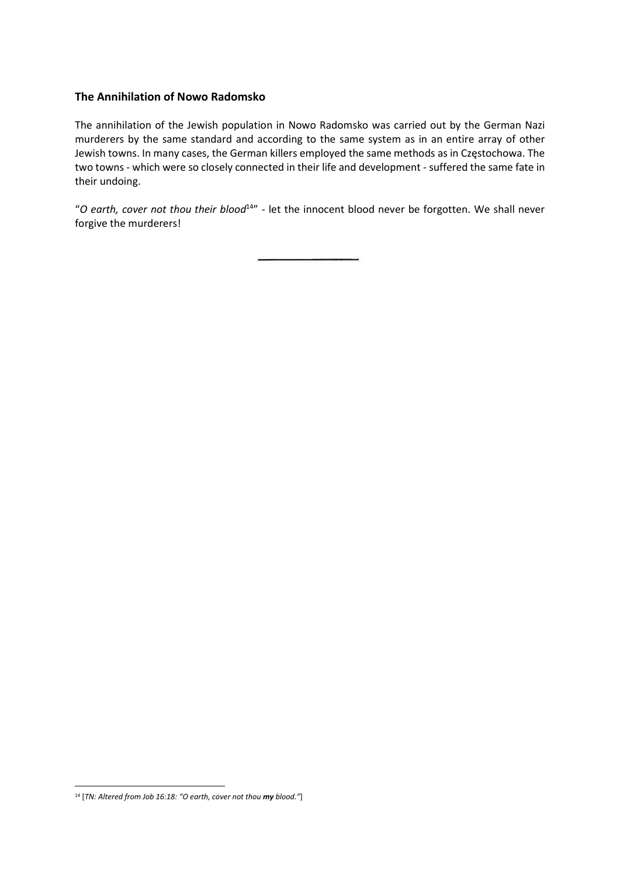### The Annihilation of Nowo Radomsko

The annihilation of the Jewish population in Nowo Radomsko was carried out by the German Nazi murderers by the same standard and according to the same system as in an entire array of other Jewish towns. In many cases, the German killers employed the same methods as in Częstochowa. The two towns - which were so closely connected in their life and development - suffered the same fate in their undoing.

"*O earth, cover not thou their blood*[14]" - let the innocent blood never be forgotten. We shall never forgive the murderers!

---

[14] [*TN: Altered from Job 16:18: "O earth, cover not thou **my** blood."*]